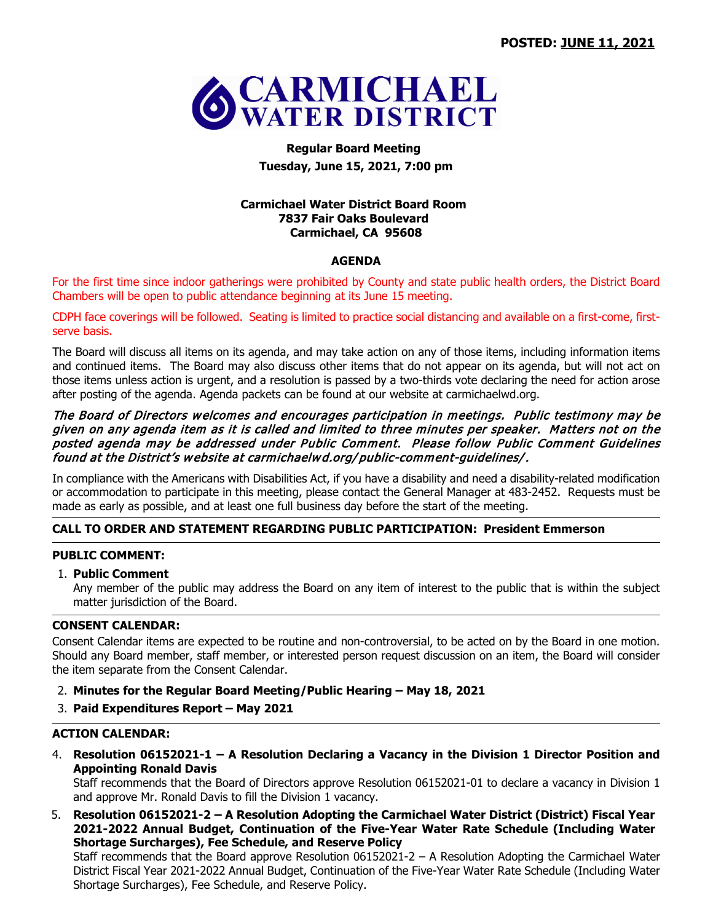**POSTED: JUNE 11, 2021**

# CARMICHAEL WATER DISTRICT

**Regular Board Meeting**
**Tuesday, June 15, 2021, 7:00 pm**

**Carmichael Water District Board Room**
**7837 Fair Oaks Boulevard**
**Carmichael, CA 95608**

## AGENDA

For the first time since indoor gatherings were prohibited by County and state public health orders, the District Board Chambers will be open to public attendance beginning at its June 15 meeting.

CDPH face coverings will be followed. Seating is limited to practice social distancing and available on a first-come, first-serve basis.

The Board will discuss all items on its agenda, and may take action on any of those items, including information items and continued items. The Board may also discuss other items that do not appear on its agenda, but will not act on those items unless action is urgent, and a resolution is passed by a two-thirds vote declaring the need for action arose after posting of the agenda. Agenda packets can be found at our website at carmichaelwd.org.

*The Board of Directors welcomes and encourages participation in meetings. Public testimony may be given on any agenda item as it is called and limited to three minutes per speaker. Matters not on the posted agenda may be addressed under Public Comment. Please follow Public Comment Guidelines found at the District's website at carmichaelwd.org/public-comment-guidelines/.*

In compliance with the Americans with Disabilities Act, if you have a disability and need a disability-related modification or accommodation to participate in this meeting, please contact the General Manager at 483-2452. Requests must be made as early as possible, and at least one full business day before the start of the meeting.

---

**CALL TO ORDER AND STATEMENT REGARDING PUBLIC PARTICIPATION: President Emmerson**

---

**PUBLIC COMMENT:**

1. **Public Comment**
   Any member of the public may address the Board on any item of interest to the public that is within the subject matter jurisdiction of the Board.

---

**CONSENT CALENDAR:**

Consent Calendar items are expected to be routine and non-controversial, to be acted on by the Board in one motion. Should any Board member, staff member, or interested person request discussion on an item, the Board will consider the item separate from the Consent Calendar.

2. **Minutes for the Regular Board Meeting/Public Hearing – May 18, 2021**
3. **Paid Expenditures Report – May 2021**

---

**ACTION CALENDAR:**

4. **Resolution 06152021-1 – A Resolution Declaring a Vacancy in the Division 1 Director Position and Appointing Ronald Davis**
   Staff recommends that the Board of Directors approve Resolution 06152021-01 to declare a vacancy in Division 1 and approve Mr. Ronald Davis to fill the Division 1 vacancy.
5. **Resolution 06152021-2 – A Resolution Adopting the Carmichael Water District (District) Fiscal Year 2021-2022 Annual Budget, Continuation of the Five-Year Water Rate Schedule (Including Water Shortage Surcharges), Fee Schedule, and Reserve Policy**
   Staff recommends that the Board approve Resolution 06152021-2 – A Resolution Adopting the Carmichael Water District Fiscal Year 2021-2022 Annual Budget, Continuation of the Five-Year Water Rate Schedule (Including Water Shortage Surcharges), Fee Schedule, and Reserve Policy.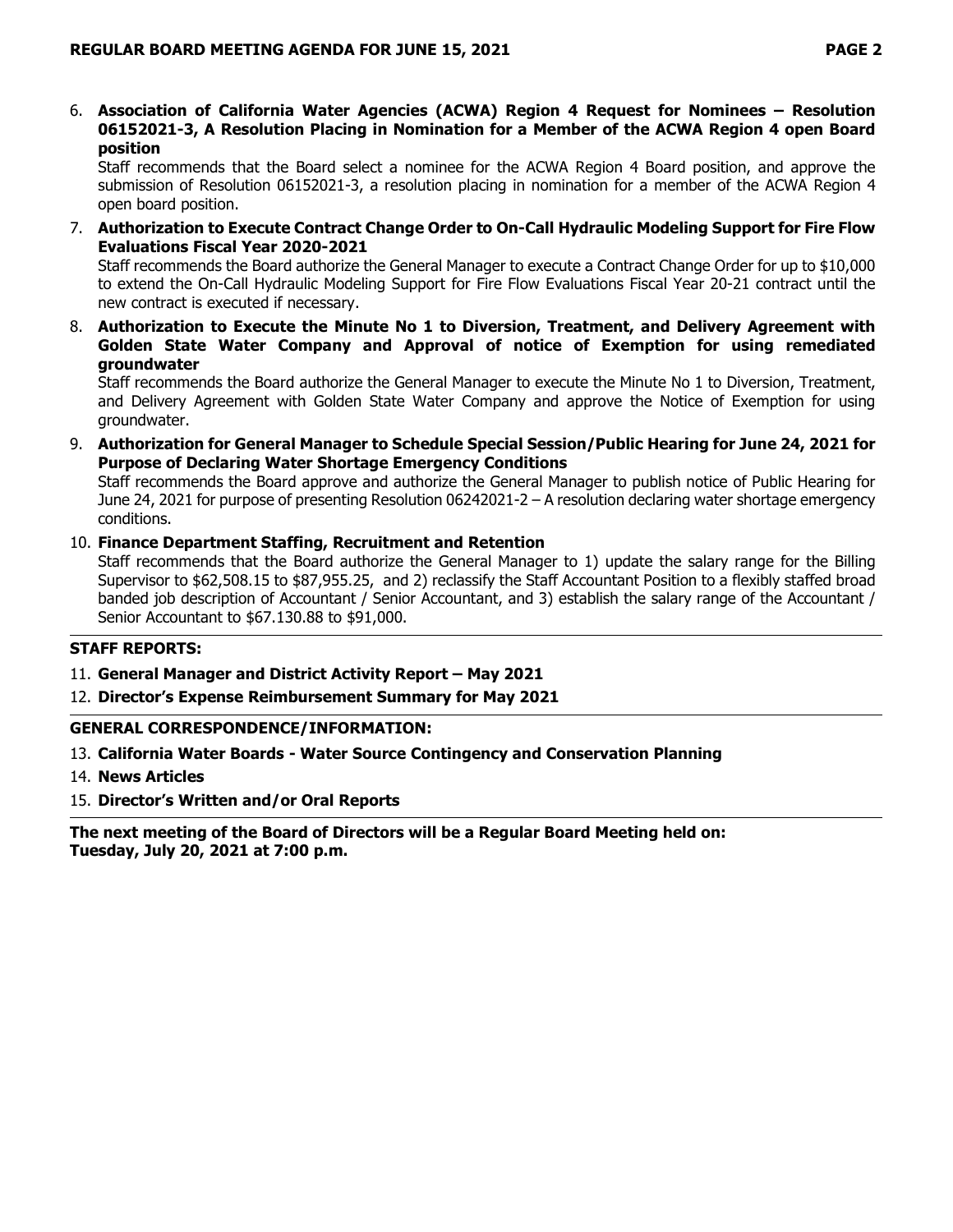6. **Association of California Water Agencies (ACWA) Region 4 Request for Nominees – Resolution 06152021-3, A Resolution Placing in Nomination for a Member of the ACWA Region 4 open Board position**
   Staff recommends that the Board select a nominee for the ACWA Region 4 Board position, and approve the submission of Resolution 06152021-3, a resolution placing in nomination for a member of the ACWA Region 4 open board position.

7. **Authorization to Execute Contract Change Order to On-Call Hydraulic Modeling Support for Fire Flow Evaluations Fiscal Year 2020-2021**
   Staff recommends the Board authorize the General Manager to execute a Contract Change Order for up to $10,000 to extend the On-Call Hydraulic Modeling Support for Fire Flow Evaluations Fiscal Year 20-21 contract until the new contract is executed if necessary.

8. **Authorization to Execute the Minute No 1 to Diversion, Treatment, and Delivery Agreement with Golden State Water Company and Approval of notice of Exemption for using remediated groundwater**
   Staff recommends the Board authorize the General Manager to execute the Minute No 1 to Diversion, Treatment, and Delivery Agreement with Golden State Water Company and approve the Notice of Exemption for using groundwater.

9. **Authorization for General Manager to Schedule Special Session/Public Hearing for June 24, 2021 for Purpose of Declaring Water Shortage Emergency Conditions**
   Staff recommends the Board approve and authorize the General Manager to publish notice of Public Hearing for June 24, 2021 for purpose of presenting Resolution 06242021-2 – A resolution declaring water shortage emergency conditions.

10. **Finance Department Staffing, Recruitment and Retention**
    Staff recommends that the Board authorize the General Manager to 1) update the salary range for the Billing Supervisor to $62,508.15 to $87,955.25, and 2) reclassify the Staff Accountant Position to a flexibly staffed broad banded job description of Accountant / Senior Accountant, and 3) establish the salary range of the Accountant / Senior Accountant to $67.130.88 to $91,000.

**STAFF REPORTS:**

11. **General Manager and District Activity Report – May 2021**
12. **Director's Expense Reimbursement Summary for May 2021**

**GENERAL CORRESPONDENCE/INFORMATION:**

13. **California Water Boards - Water Source Contingency and Conservation Planning**
14. **News Articles**
15. **Director's Written and/or Oral Reports**

**The next meeting of the Board of Directors will be a Regular Board Meeting held on: Tuesday, July 20, 2021 at 7:00 p.m.**